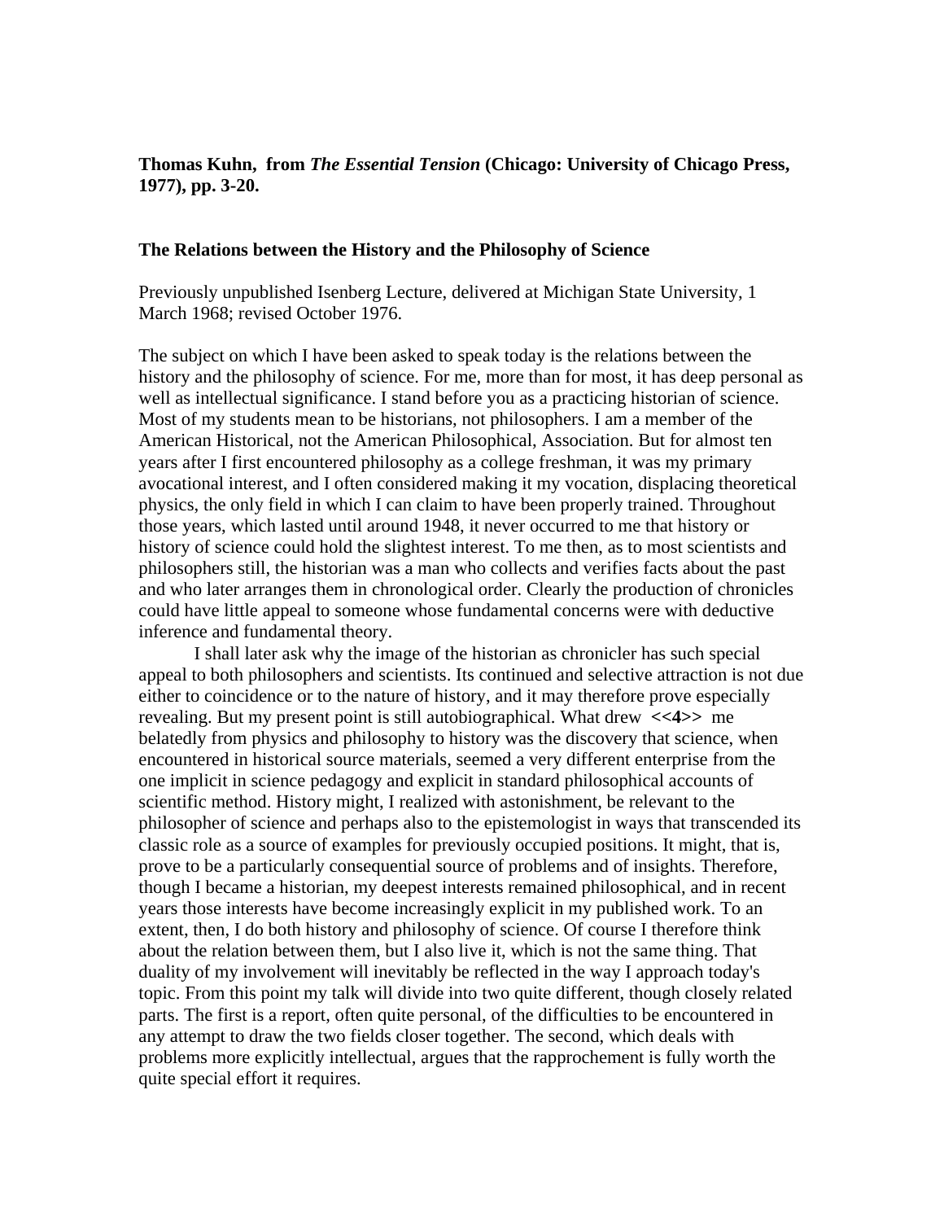**Thomas Kuhn, from *The Essential Tension* (Chicago: University of Chicago Press, 1977), pp. 3-20.**

## The Relations between the History and the Philosophy of Science

Previously unpublished Isenberg Lecture, delivered at Michigan State University, 1 March 1968; revised October 1976.

The subject on which I have been asked to speak today is the relations between the history and the philosophy of science. For me, more than for most, it has deep personal as well as intellectual significance. I stand before you as a practicing historian of science. Most of my students mean to be historians, not philosophers. I am a member of the American Historical, not the American Philosophical, Association. But for almost ten years after I first encountered philosophy as a college freshman, it was my primary avocational interest, and I often considered making it my vocation, displacing theoretical physics, the only field in which I can claim to have been properly trained. Throughout those years, which lasted until around 1948, it never occurred to me that history or history of science could hold the slightest interest. To me then, as to most scientists and philosophers still, the historian was a man who collects and verifies facts about the past and who later arranges them in chronological order. Clearly the production of chronicles could have little appeal to someone whose fundamental concerns were with deductive inference and fundamental theory.

I shall later ask why the image of the historian as chronicler has such special appeal to both philosophers and scientists. Its continued and selective attraction is not due either to coincidence or to the nature of history, and it may therefore prove especially revealing. But my present point is still autobiographical. What drew **<<4>>** me belatedly from physics and philosophy to history was the discovery that science, when encountered in historical source materials, seemed a very different enterprise from the one implicit in science pedagogy and explicit in standard philosophical accounts of scientific method. History might, I realized with astonishment, be relevant to the philosopher of science and perhaps also to the epistemologist in ways that transcended its classic role as a source of examples for previously occupied positions. It might, that is, prove to be a particularly consequential source of problems and of insights. Therefore, though I became a historian, my deepest interests remained philosophical, and in recent years those interests have become increasingly explicit in my published work. To an extent, then, I do both history and philosophy of science. Of course I therefore think about the relation between them, but I also live it, which is not the same thing. That duality of my involvement will inevitably be reflected in the way I approach today's topic. From this point my talk will divide into two quite different, though closely related parts. The first is a report, often quite personal, of the difficulties to be encountered in any attempt to draw the two fields closer together. The second, which deals with problems more explicitly intellectual, argues that the rapprochement is fully worth the quite special effort it requires.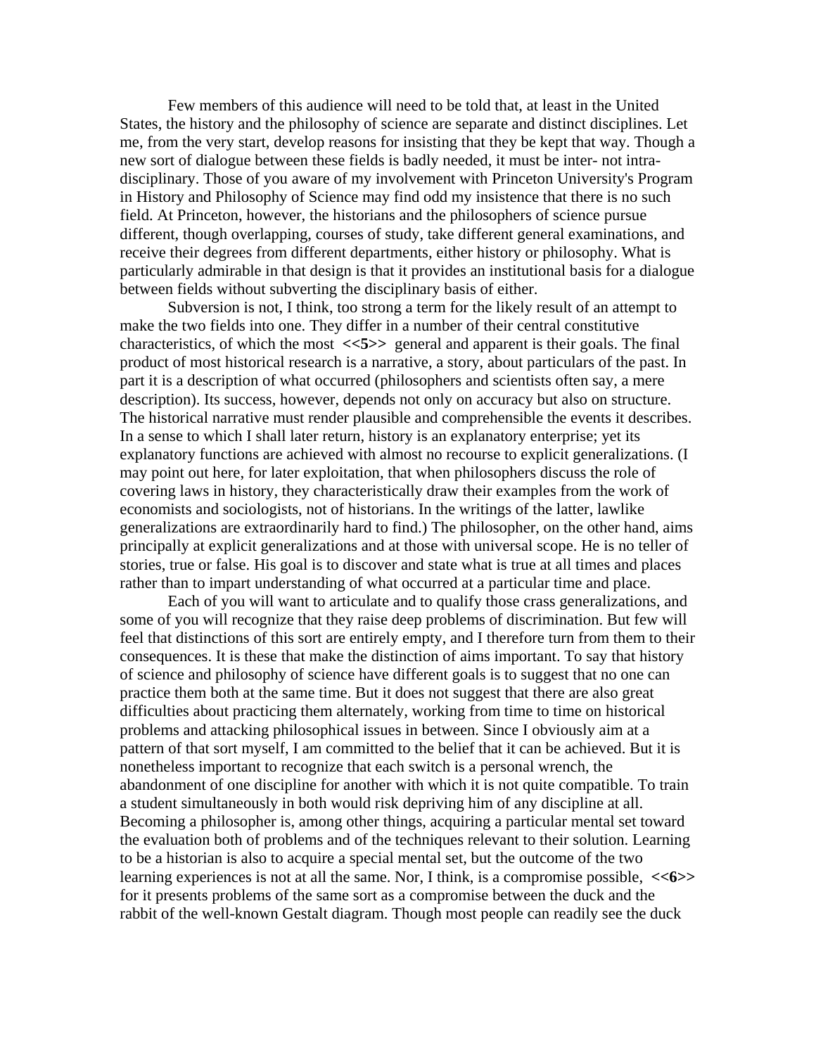Few members of this audience will need to be told that, at least in the United States, the history and the philosophy of science are separate and distinct disciplines. Let me, from the very start, develop reasons for insisting that they be kept that way. Though a new sort of dialogue between these fields is badly needed, it must be inter- not intra-disciplinary. Those of you aware of my involvement with Princeton University's Program in History and Philosophy of Science may find odd my insistence that there is no such field. At Princeton, however, the historians and the philosophers of science pursue different, though overlapping, courses of study, take different general examinations, and receive their degrees from different departments, either history or philosophy. What is particularly admirable in that design is that it provides an institutional basis for a dialogue between fields without subverting the disciplinary basis of either.

Subversion is not, I think, too strong a term for the likely result of an attempt to make the two fields into one. They differ in a number of their central constitutive characteristics, of which the most **<<5>>** general and apparent is their goals. The final product of most historical research is a narrative, a story, about particulars of the past. In part it is a description of what occurred (philosophers and scientists often say, a mere description). Its success, however, depends not only on accuracy but also on structure. The historical narrative must render plausible and comprehensible the events it describes. In a sense to which I shall later return, history is an explanatory enterprise; yet its explanatory functions are achieved with almost no recourse to explicit generalizations. (I may point out here, for later exploitation, that when philosophers discuss the role of covering laws in history, they characteristically draw their examples from the work of economists and sociologists, not of historians. In the writings of the latter, lawlike generalizations are extraordinarily hard to find.) The philosopher, on the other hand, aims principally at explicit generalizations and at those with universal scope. He is no teller of stories, true or false. His goal is to discover and state what is true at all times and places rather than to impart understanding of what occurred at a particular time and place.

Each of you will want to articulate and to qualify those crass generalizations, and some of you will recognize that they raise deep problems of discrimination. But few will feel that distinctions of this sort are entirely empty, and I therefore turn from them to their consequences. It is these that make the distinction of aims important. To say that history of science and philosophy of science have different goals is to suggest that no one can practice them both at the same time. But it does not suggest that there are also great difficulties about practicing them alternately, working from time to time on historical problems and attacking philosophical issues in between. Since I obviously aim at a pattern of that sort myself, I am committed to the belief that it can be achieved. But it is nonetheless important to recognize that each switch is a personal wrench, the abandonment of one discipline for another with which it is not quite compatible. To train a student simultaneously in both would risk depriving him of any discipline at all. Becoming a philosopher is, among other things, acquiring a particular mental set toward the evaluation both of problems and of the techniques relevant to their solution. Learning to be a historian is also to acquire a special mental set, but the outcome of the two learning experiences is not at all the same. Nor, I think, is a compromise possible, **<<6>>** for it presents problems of the same sort as a compromise between the duck and the rabbit of the well-known Gestalt diagram. Though most people can readily see the duck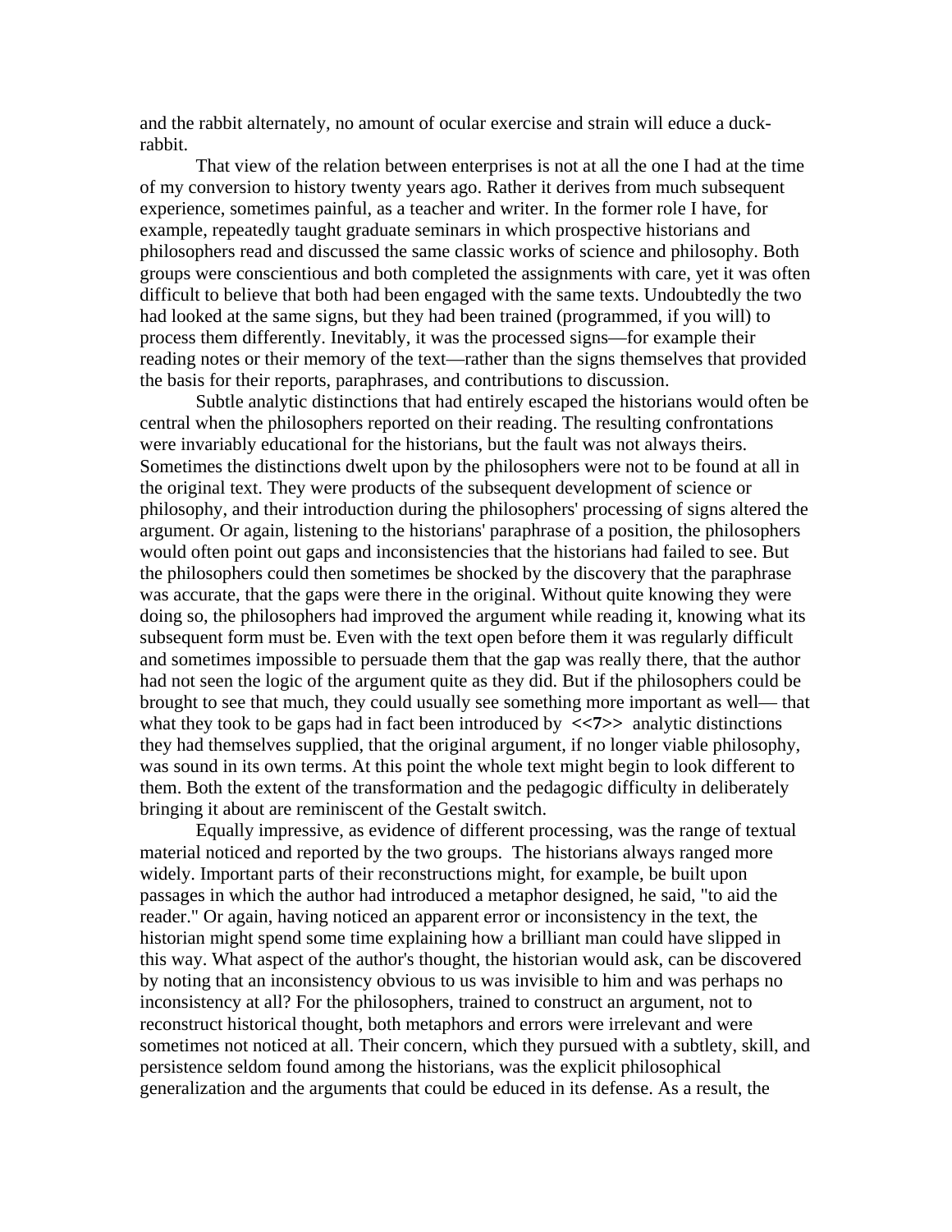and the rabbit alternately, no amount of ocular exercise and strain will educe a duck-rabbit.

That view of the relation between enterprises is not at all the one I had at the time of my conversion to history twenty years ago. Rather it derives from much subsequent experience, sometimes painful, as a teacher and writer. In the former role I have, for example, repeatedly taught graduate seminars in which prospective historians and philosophers read and discussed the same classic works of science and philosophy. Both groups were conscientious and both completed the assignments with care, yet it was often difficult to believe that both had been engaged with the same texts. Undoubtedly the two had looked at the same signs, but they had been trained (programmed, if you will) to process them differently. Inevitably, it was the processed signs—for example their reading notes or their memory of the text—rather than the signs themselves that provided the basis for their reports, paraphrases, and contributions to discussion.

Subtle analytic distinctions that had entirely escaped the historians would often be central when the philosophers reported on their reading. The resulting confrontations were invariably educational for the historians, but the fault was not always theirs. Sometimes the distinctions dwelt upon by the philosophers were not to be found at all in the original text. They were products of the subsequent development of science or philosophy, and their introduction during the philosophers' processing of signs altered the argument. Or again, listening to the historians' paraphrase of a position, the philosophers would often point out gaps and inconsistencies that the historians had failed to see. But the philosophers could then sometimes be shocked by the discovery that the paraphrase was accurate, that the gaps were there in the original. Without quite knowing they were doing so, the philosophers had improved the argument while reading it, knowing what its subsequent form must be. Even with the text open before them it was regularly difficult and sometimes impossible to persuade them that the gap was really there, that the author had not seen the logic of the argument quite as they did. But if the philosophers could be brought to see that much, they could usually see something more important as well— that what they took to be gaps had in fact been introduced by **<<7>>** analytic distinctions they had themselves supplied, that the original argument, if no longer viable philosophy, was sound in its own terms. At this point the whole text might begin to look different to them. Both the extent of the transformation and the pedagogic difficulty in deliberately bringing it about are reminiscent of the Gestalt switch.

Equally impressive, as evidence of different processing, was the range of textual material noticed and reported by the two groups. The historians always ranged more widely. Important parts of their reconstructions might, for example, be built upon passages in which the author had introduced a metaphor designed, he said, "to aid the reader." Or again, having noticed an apparent error or inconsistency in the text, the historian might spend some time explaining how a brilliant man could have slipped in this way. What aspect of the author's thought, the historian would ask, can be discovered by noting that an inconsistency obvious to us was invisible to him and was perhaps no inconsistency at all? For the philosophers, trained to construct an argument, not to reconstruct historical thought, both metaphors and errors were irrelevant and were sometimes not noticed at all. Their concern, which they pursued with a subtlety, skill, and persistence seldom found among the historians, was the explicit philosophical generalization and the arguments that could be educed in its defense. As a result, the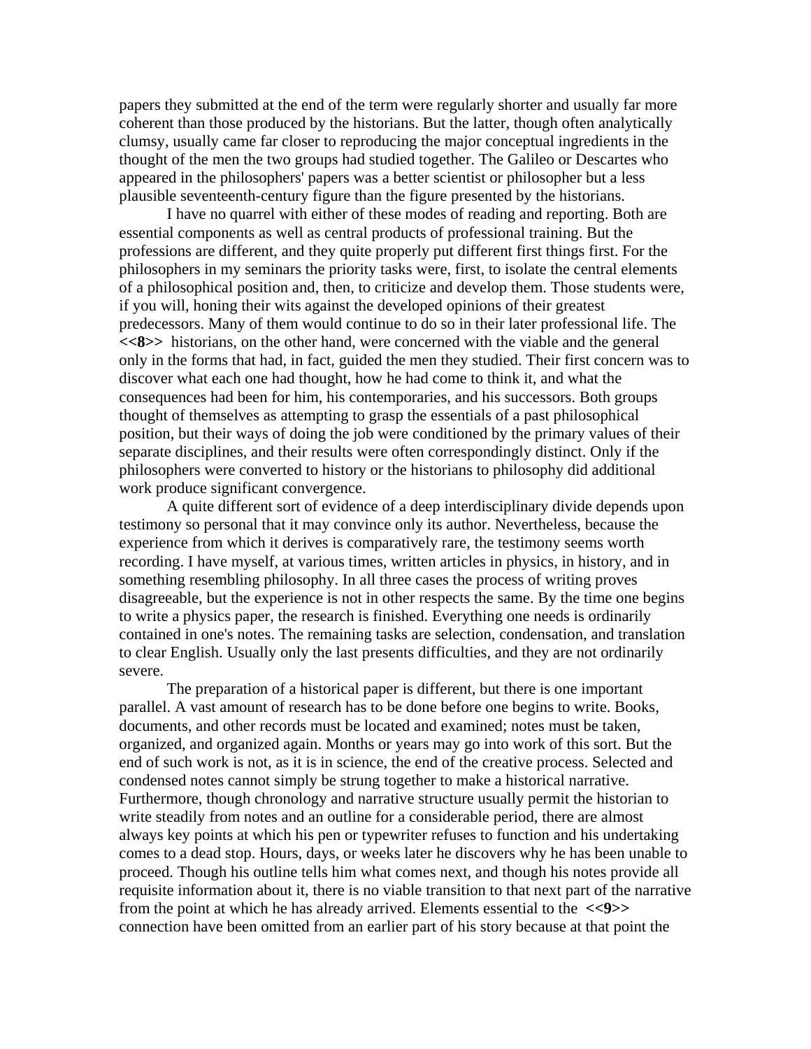papers they submitted at the end of the term were regularly shorter and usually far more coherent than those produced by the historians. But the latter, though often analytically clumsy, usually came far closer to reproducing the major conceptual ingredients in the thought of the men the two groups had studied together. The Galileo or Descartes who appeared in the philosophers' papers was a better scientist or philosopher but a less plausible seventeenth-century figure than the figure presented by the historians.

I have no quarrel with either of these modes of reading and reporting. Both are essential components as well as central products of professional training. But the professions are different, and they quite properly put different first things first. For the philosophers in my seminars the priority tasks were, first, to isolate the central elements of a philosophical position and, then, to criticize and develop them. Those students were, if you will, honing their wits against the developed opinions of their greatest predecessors. Many of them would continue to do so in their later professional life. The **<<8>>** historians, on the other hand, were concerned with the viable and the general only in the forms that had, in fact, guided the men they studied. Their first concern was to discover what each one had thought, how he had come to think it, and what the consequences had been for him, his contemporaries, and his successors. Both groups thought of themselves as attempting to grasp the essentials of a past philosophical position, but their ways of doing the job were conditioned by the primary values of their separate disciplines, and their results were often correspondingly distinct. Only if the philosophers were converted to history or the historians to philosophy did additional work produce significant convergence.

A quite different sort of evidence of a deep interdisciplinary divide depends upon testimony so personal that it may convince only its author. Nevertheless, because the experience from which it derives is comparatively rare, the testimony seems worth recording. I have myself, at various times, written articles in physics, in history, and in something resembling philosophy. In all three cases the process of writing proves disagreeable, but the experience is not in other respects the same. By the time one begins to write a physics paper, the research is finished. Everything one needs is ordinarily contained in one's notes. The remaining tasks are selection, condensation, and translation to clear English. Usually only the last presents difficulties, and they are not ordinarily severe.

The preparation of a historical paper is different, but there is one important parallel. A vast amount of research has to be done before one begins to write. Books, documents, and other records must be located and examined; notes must be taken, organized, and organized again. Months or years may go into work of this sort. But the end of such work is not, as it is in science, the end of the creative process. Selected and condensed notes cannot simply be strung together to make a historical narrative. Furthermore, though chronology and narrative structure usually permit the historian to write steadily from notes and an outline for a considerable period, there are almost always key points at which his pen or typewriter refuses to function and his undertaking comes to a dead stop. Hours, days, or weeks later he discovers why he has been unable to proceed. Though his outline tells him what comes next, and though his notes provide all requisite information about it, there is no viable transition to that next part of the narrative from the point at which he has already arrived. Elements essential to the **<<9>>** connection have been omitted from an earlier part of his story because at that point the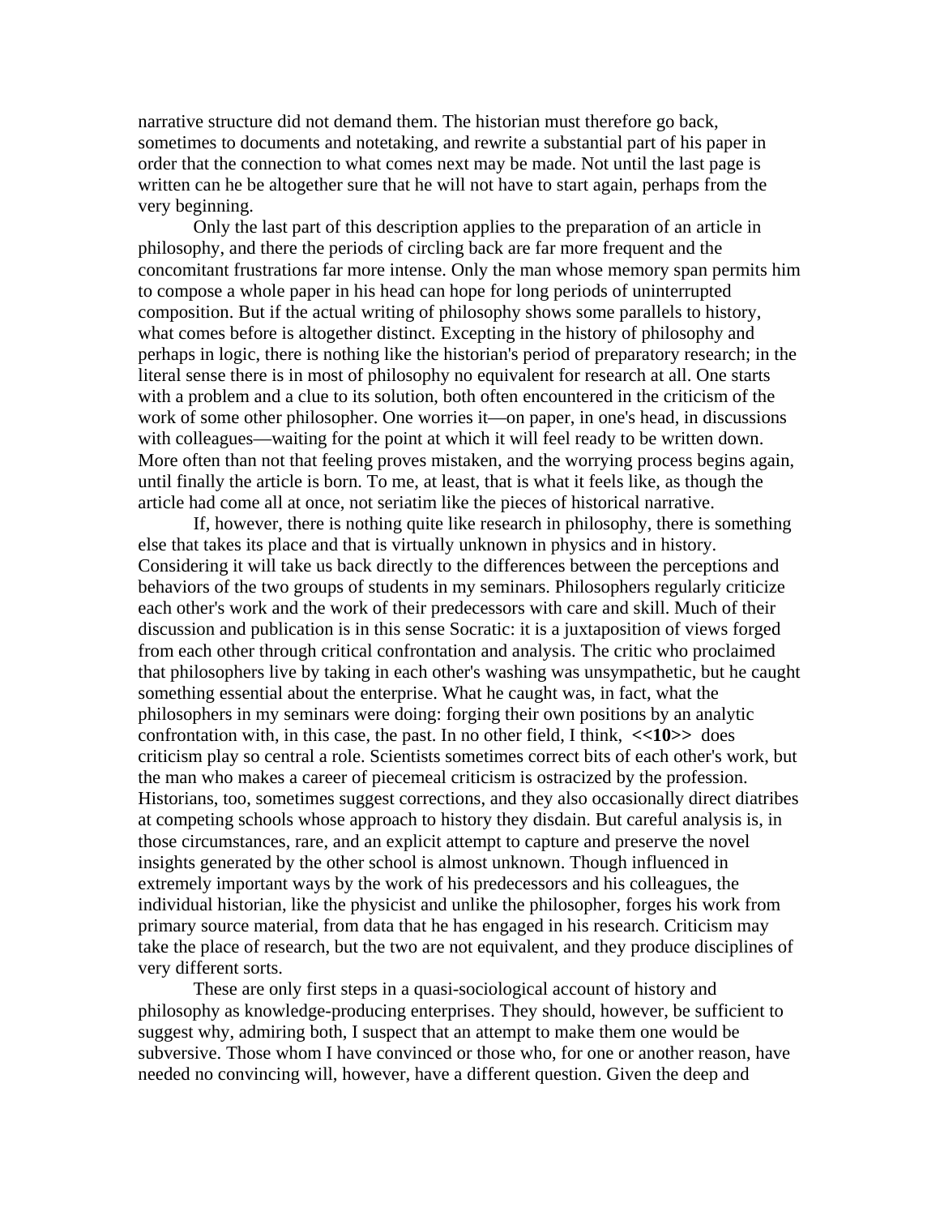narrative structure did not demand them. The historian must therefore go back, sometimes to documents and notetaking, and rewrite a substantial part of his paper in order that the connection to what comes next may be made. Not until the last page is written can he be altogether sure that he will not have to start again, perhaps from the very beginning.

Only the last part of this description applies to the preparation of an article in philosophy, and there the periods of circling back are far more frequent and the concomitant frustrations far more intense. Only the man whose memory span permits him to compose a whole paper in his head can hope for long periods of uninterrupted composition. But if the actual writing of philosophy shows some parallels to history, what comes before is altogether distinct. Excepting in the history of philosophy and perhaps in logic, there is nothing like the historian's period of preparatory research; in the literal sense there is in most of philosophy no equivalent for research at all. One starts with a problem and a clue to its solution, both often encountered in the criticism of the work of some other philosopher. One worries it—on paper, in one's head, in discussions with colleagues—waiting for the point at which it will feel ready to be written down. More often than not that feeling proves mistaken, and the worrying process begins again, until finally the article is born. To me, at least, that is what it feels like, as though the article had come all at once, not seriatim like the pieces of historical narrative.

If, however, there is nothing quite like research in philosophy, there is something else that takes its place and that is virtually unknown in physics and in history. Considering it will take us back directly to the differences between the perceptions and behaviors of the two groups of students in my seminars. Philosophers regularly criticize each other's work and the work of their predecessors with care and skill. Much of their discussion and publication is in this sense Socratic: it is a juxtaposition of views forged from each other through critical confrontation and analysis. The critic who proclaimed that philosophers live by taking in each other's washing was unsympathetic, but he caught something essential about the enterprise. What he caught was, in fact, what the philosophers in my seminars were doing: forging their own positions by an analytic confrontation with, in this case, the past. In no other field, I think, **<<10>>** does criticism play so central a role. Scientists sometimes correct bits of each other's work, but the man who makes a career of piecemeal criticism is ostracized by the profession. Historians, too, sometimes suggest corrections, and they also occasionally direct diatribes at competing schools whose approach to history they disdain. But careful analysis is, in those circumstances, rare, and an explicit attempt to capture and preserve the novel insights generated by the other school is almost unknown. Though influenced in extremely important ways by the work of his predecessors and his colleagues, the individual historian, like the physicist and unlike the philosopher, forges his work from primary source material, from data that he has engaged in his research. Criticism may take the place of research, but the two are not equivalent, and they produce disciplines of very different sorts.

These are only first steps in a quasi-sociological account of history and philosophy as knowledge-producing enterprises. They should, however, be sufficient to suggest why, admiring both, I suspect that an attempt to make them one would be subversive. Those whom I have convinced or those who, for one or another reason, have needed no convincing will, however, have a different question. Given the deep and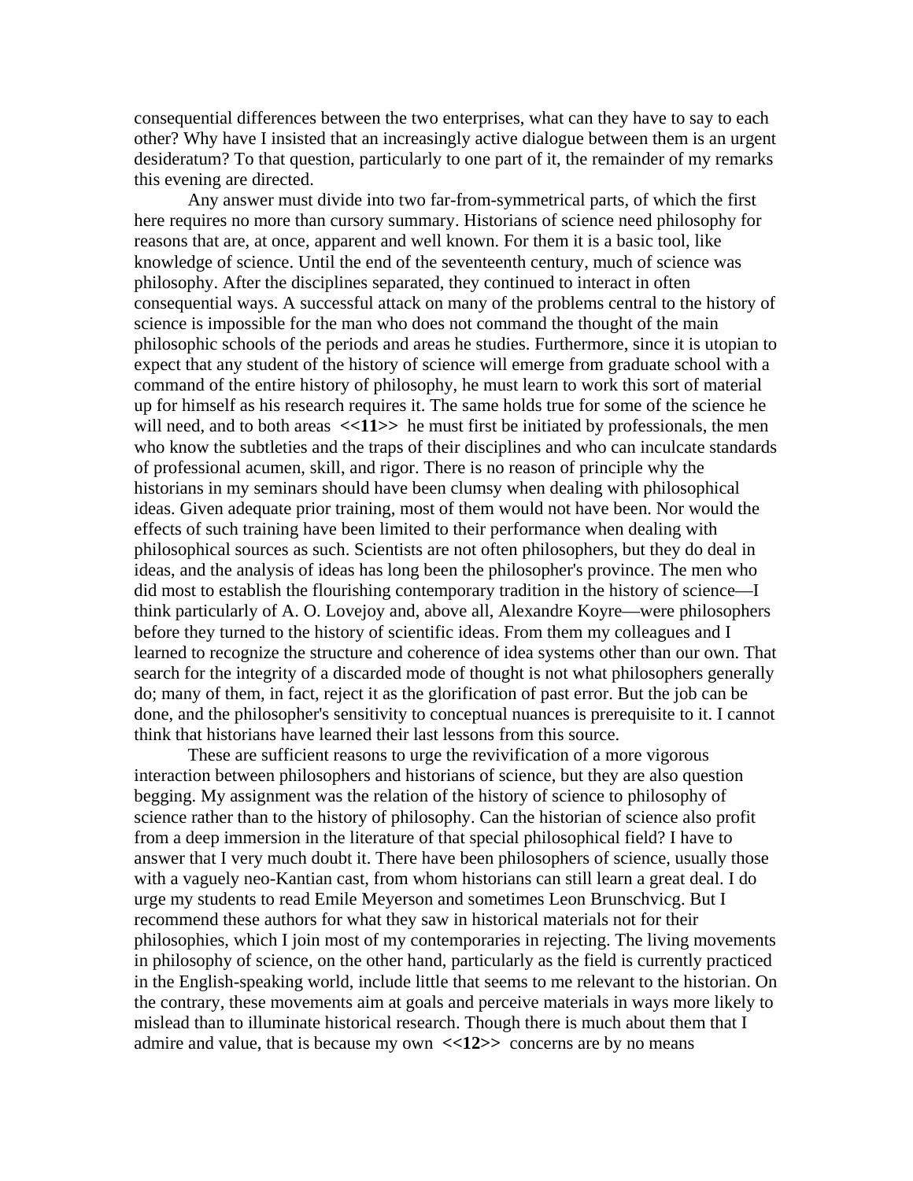consequential differences between the two enterprises, what can they have to say to each other? Why have I insisted that an increasingly active dialogue between them is an urgent desideratum? To that question, particularly to one part of it, the remainder of my remarks this evening are directed.

Any answer must divide into two far-from-symmetrical parts, of which the first here requires no more than cursory summary. Historians of science need philosophy for reasons that are, at once, apparent and well known. For them it is a basic tool, like knowledge of science. Until the end of the seventeenth century, much of science was philosophy. After the disciplines separated, they continued to interact in often consequential ways. A successful attack on many of the problems central to the history of science is impossible for the man who does not command the thought of the main philosophic schools of the periods and areas he studies. Furthermore, since it is utopian to expect that any student of the history of science will emerge from graduate school with a command of the entire history of philosophy, he must learn to work this sort of material up for himself as his research requires it. The same holds true for some of the science he will need, and to both areas **<<11>>** he must first be initiated by professionals, the men who know the subtleties and the traps of their disciplines and who can inculcate standards of professional acumen, skill, and rigor. There is no reason of principle why the historians in my seminars should have been clumsy when dealing with philosophical ideas. Given adequate prior training, most of them would not have been. Nor would the effects of such training have been limited to their performance when dealing with philosophical sources as such. Scientists are not often philosophers, but they do deal in ideas, and the analysis of ideas has long been the philosopher's province. The men who did most to establish the flourishing contemporary tradition in the history of science—I think particularly of A. O. Lovejoy and, above all, Alexandre Koyre—were philosophers before they turned to the history of scientific ideas. From them my colleagues and I learned to recognize the structure and coherence of idea systems other than our own. That search for the integrity of a discarded mode of thought is not what philosophers generally do; many of them, in fact, reject it as the glorification of past error. But the job can be done, and the philosopher's sensitivity to conceptual nuances is prerequisite to it. I cannot think that historians have learned their last lessons from this source.

These are sufficient reasons to urge the revivification of a more vigorous interaction between philosophers and historians of science, but they are also question begging. My assignment was the relation of the history of science to philosophy of science rather than to the history of philosophy. Can the historian of science also profit from a deep immersion in the literature of that special philosophical field? I have to answer that I very much doubt it. There have been philosophers of science, usually those with a vaguely neo-Kantian cast, from whom historians can still learn a great deal. I do urge my students to read Emile Meyerson and sometimes Leon Brunschvicg. But I recommend these authors for what they saw in historical materials not for their philosophies, which I join most of my contemporaries in rejecting. The living movements in philosophy of science, on the other hand, particularly as the field is currently practiced in the English-speaking world, include little that seems to me relevant to the historian. On the contrary, these movements aim at goals and perceive materials in ways more likely to mislead than to illuminate historical research. Though there is much about them that I admire and value, that is because my own **<<12>>** concerns are by no means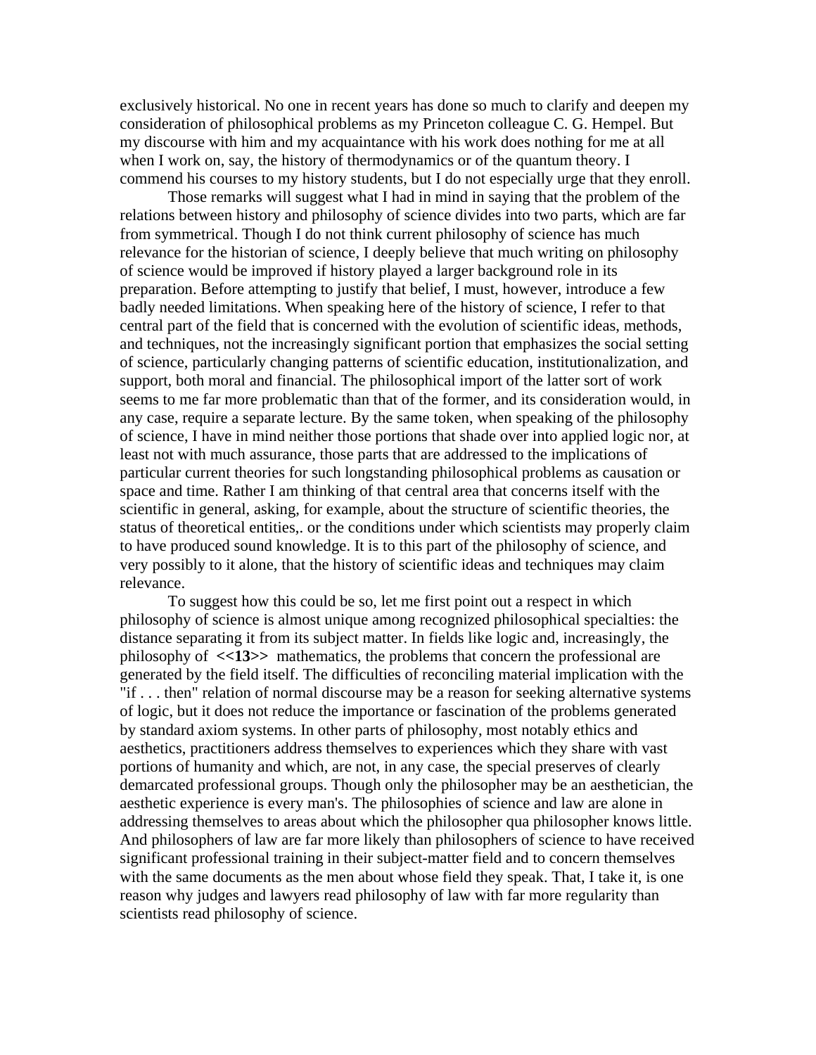exclusively historical. No one in recent years has done so much to clarify and deepen my consideration of philosophical problems as my Princeton colleague C. G. Hempel. But my discourse with him and my acquaintance with his work does nothing for me at all when I work on, say, the history of thermodynamics or of the quantum theory. I commend his courses to my history students, but I do not especially urge that they enroll.

Those remarks will suggest what I had in mind in saying that the problem of the relations between history and philosophy of science divides into two parts, which are far from symmetrical. Though I do not think current philosophy of science has much relevance for the historian of science, I deeply believe that much writing on philosophy of science would be improved if history played a larger background role in its preparation. Before attempting to justify that belief, I must, however, introduce a few badly needed limitations. When speaking here of the history of science, I refer to that central part of the field that is concerned with the evolution of scientific ideas, methods, and techniques, not the increasingly significant portion that emphasizes the social setting of science, particularly changing patterns of scientific education, institutionalization, and support, both moral and financial. The philosophical import of the latter sort of work seems to me far more problematic than that of the former, and its consideration would, in any case, require a separate lecture. By the same token, when speaking of the philosophy of science, I have in mind neither those portions that shade over into applied logic nor, at least not with much assurance, those parts that are addressed to the implications of particular current theories for such longstanding philosophical problems as causation or space and time. Rather I am thinking of that central area that concerns itself with the scientific in general, asking, for example, about the structure of scientific theories, the status of theoretical entities,. or the conditions under which scientists may properly claim to have produced sound knowledge. It is to this part of the philosophy of science, and very possibly to it alone, that the history of scientific ideas and techniques may claim relevance.

To suggest how this could be so, let me first point out a respect in which philosophy of science is almost unique among recognized philosophical specialties: the distance separating it from its subject matter. In fields like logic and, increasingly, the philosophy of **<<13>>** mathematics, the problems that concern the professional are generated by the field itself. The difficulties of reconciling material implication with the "if . . . then" relation of normal discourse may be a reason for seeking alternative systems of logic, but it does not reduce the importance or fascination of the problems generated by standard axiom systems. In other parts of philosophy, most notably ethics and aesthetics, practitioners address themselves to experiences which they share with vast portions of humanity and which, are not, in any case, the special preserves of clearly demarcated professional groups. Though only the philosopher may be an aesthetician, the aesthetic experience is every man's. The philosophies of science and law are alone in addressing themselves to areas about which the philosopher qua philosopher knows little. And philosophers of law are far more likely than philosophers of science to have received significant professional training in their subject-matter field and to concern themselves with the same documents as the men about whose field they speak. That, I take it, is one reason why judges and lawyers read philosophy of law with far more regularity than scientists read philosophy of science.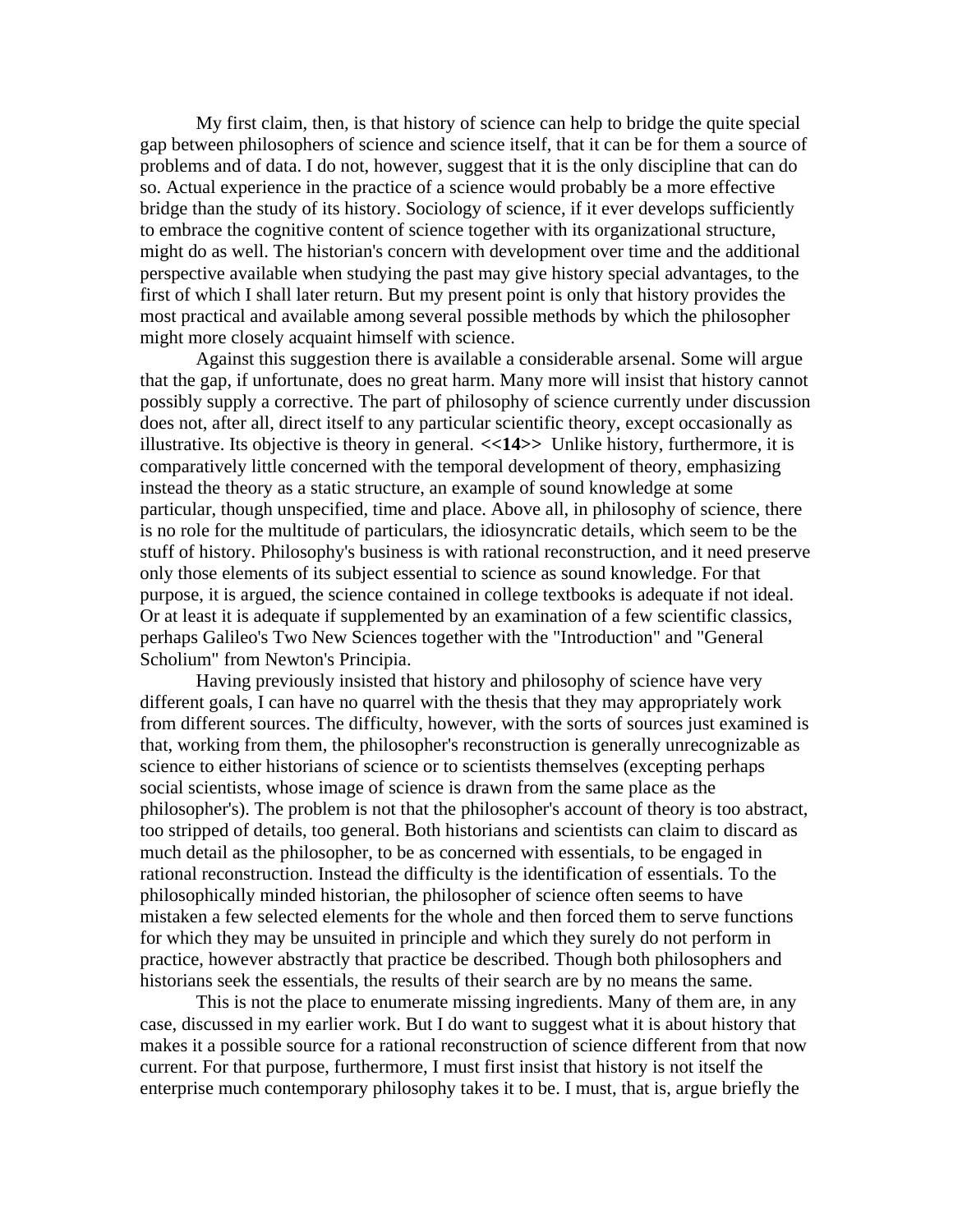My first claim, then, is that history of science can help to bridge the quite special gap between philosophers of science and science itself, that it can be for them a source of problems and of data. I do not, however, suggest that it is the only discipline that can do so. Actual experience in the practice of a science would probably be a more effective bridge than the study of its history. Sociology of science, if it ever develops sufficiently to embrace the cognitive content of science together with its organizational structure, might do as well. The historian's concern with development over time and the additional perspective available when studying the past may give history special advantages, to the first of which I shall later return. But my present point is only that history provides the most practical and available among several possible methods by which the philosopher might more closely acquaint himself with science.

Against this suggestion there is available a considerable arsenal. Some will argue that the gap, if unfortunate, does no great harm. Many more will insist that history cannot possibly supply a corrective. The part of philosophy of science currently under discussion does not, after all, direct itself to any particular scientific theory, except occasionally as illustrative. Its objective is theory in general. **<<14>>** Unlike history, furthermore, it is comparatively little concerned with the temporal development of theory, emphasizing instead the theory as a static structure, an example of sound knowledge at some particular, though unspecified, time and place. Above all, in philosophy of science, there is no role for the multitude of particulars, the idiosyncratic details, which seem to be the stuff of history. Philosophy's business is with rational reconstruction, and it need preserve only those elements of its subject essential to science as sound knowledge. For that purpose, it is argued, the science contained in college textbooks is adequate if not ideal. Or at least it is adequate if supplemented by an examination of a few scientific classics, perhaps Galileo's Two New Sciences together with the "Introduction" and "General Scholium" from Newton's Principia.

Having previously insisted that history and philosophy of science have very different goals, I can have no quarrel with the thesis that they may appropriately work from different sources. The difficulty, however, with the sorts of sources just examined is that, working from them, the philosopher's reconstruction is generally unrecognizable as science to either historians of science or to scientists themselves (excepting perhaps social scientists, whose image of science is drawn from the same place as the philosopher's). The problem is not that the philosopher's account of theory is too abstract, too stripped of details, too general. Both historians and scientists can claim to discard as much detail as the philosopher, to be as concerned with essentials, to be engaged in rational reconstruction. Instead the difficulty is the identification of essentials. To the philosophically minded historian, the philosopher of science often seems to have mistaken a few selected elements for the whole and then forced them to serve functions for which they may be unsuited in principle and which they surely do not perform in practice, however abstractly that practice be described. Though both philosophers and historians seek the essentials, the results of their search are by no means the same.

This is not the place to enumerate missing ingredients. Many of them are, in any case, discussed in my earlier work. But I do want to suggest what it is about history that makes it a possible source for a rational reconstruction of science different from that now current. For that purpose, furthermore, I must first insist that history is not itself the enterprise much contemporary philosophy takes it to be. I must, that is, argue briefly the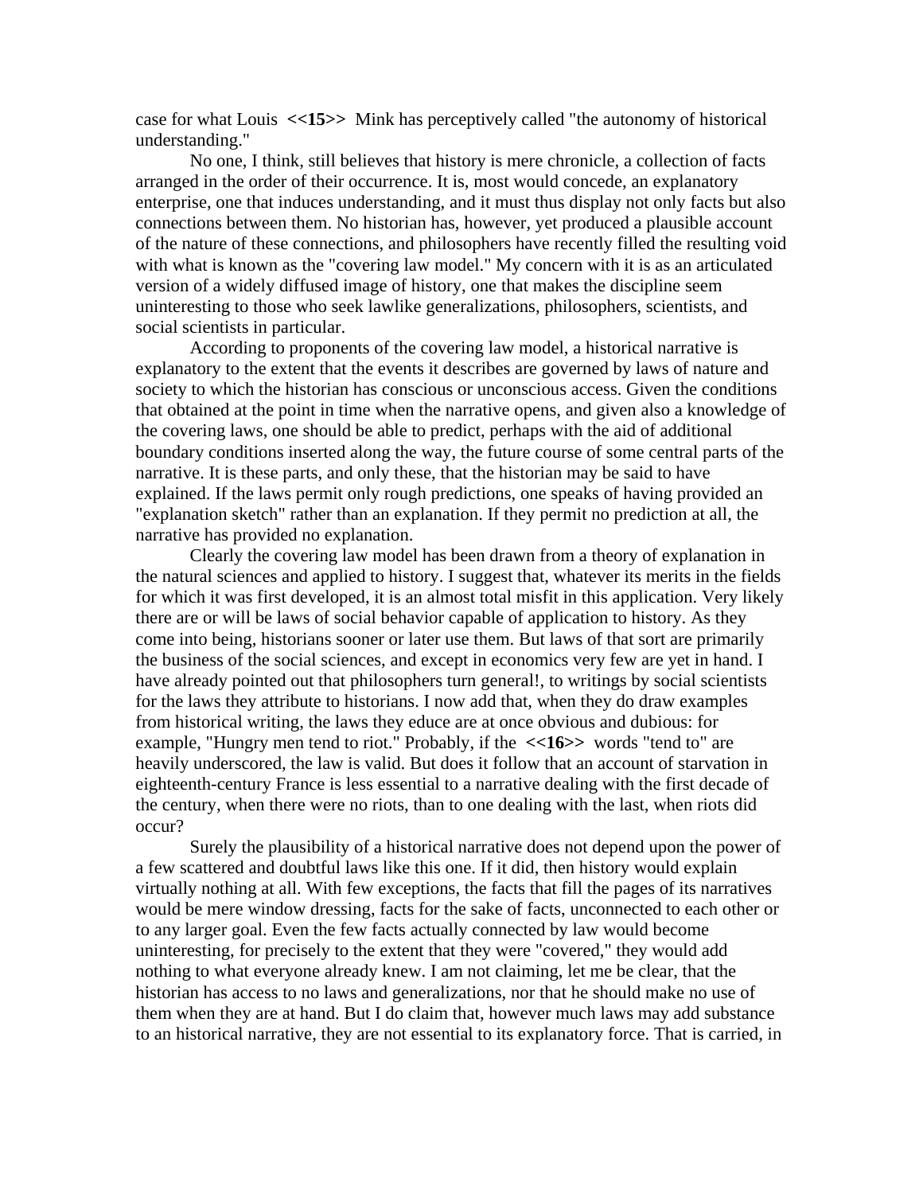case for what Louis <<15>> Mink has perceptively called "the autonomy of historical understanding."

No one, I think, still believes that history is mere chronicle, a collection of facts arranged in the order of their occurrence. It is, most would concede, an explanatory enterprise, one that induces understanding, and it must thus display not only facts but also connections between them. No historian has, however, yet produced a plausible account of the nature of these connections, and philosophers have recently filled the resulting void with what is known as the "covering law model." My concern with it is as an articulated version of a widely diffused image of history, one that makes the discipline seem uninteresting to those who seek lawlike generalizations, philosophers, scientists, and social scientists in particular.

According to proponents of the covering law model, a historical narrative is explanatory to the extent that the events it describes are governed by laws of nature and society to which the historian has conscious or unconscious access. Given the conditions that obtained at the point in time when the narrative opens, and given also a knowledge of the covering laws, one should be able to predict, perhaps with the aid of additional boundary conditions inserted along the way, the future course of some central parts of the narrative. It is these parts, and only these, that the historian may be said to have explained. If the laws permit only rough predictions, one speaks of having provided an "explanation sketch" rather than an explanation. If they permit no prediction at all, the narrative has provided no explanation.

Clearly the covering law model has been drawn from a theory of explanation in the natural sciences and applied to history. I suggest that, whatever its merits in the fields for which it was first developed, it is an almost total misfit in this application. Very likely there are or will be laws of social behavior capable of application to history. As they come into being, historians sooner or later use them. But laws of that sort are primarily the business of the social sciences, and except in economics very few are yet in hand. I have already pointed out that philosophers turn general!, to writings by social scientists for the laws they attribute to historians. I now add that, when they do draw examples from historical writing, the laws they educe are at once obvious and dubious: for example, "Hungry men tend to riot." Probably, if the <<16>> words "tend to" are heavily underscored, the law is valid. But does it follow that an account of starvation in eighteenth-century France is less essential to a narrative dealing with the first decade of the century, when there were no riots, than to one dealing with the last, when riots did occur?

Surely the plausibility of a historical narrative does not depend upon the power of a few scattered and doubtful laws like this one. If it did, then history would explain virtually nothing at all. With few exceptions, the facts that fill the pages of its narratives would be mere window dressing, facts for the sake of facts, unconnected to each other or to any larger goal. Even the few facts actually connected by law would become uninteresting, for precisely to the extent that they were "covered," they would add nothing to what everyone already knew. I am not claiming, let me be clear, that the historian has access to no laws and generalizations, nor that he should make no use of them when they are at hand. But I do claim that, however much laws may add substance to an historical narrative, they are not essential to its explanatory force. That is carried, in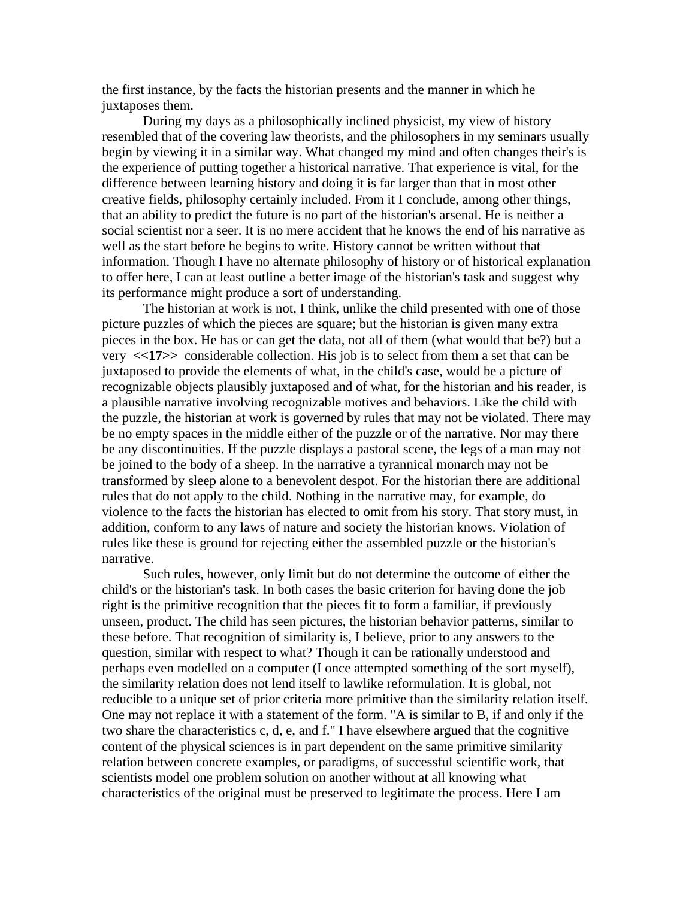the first instance, by the facts the historian presents and the manner in which he juxtaposes them.

During my days as a philosophically inclined physicist, my view of history resembled that of the covering law theorists, and the philosophers in my seminars usually begin by viewing it in a similar way. What changed my mind and often changes their's is the experience of putting together a historical narrative. That experience is vital, for the difference between learning history and doing it is far larger than that in most other creative fields, philosophy certainly included. From it I conclude, among other things, that an ability to predict the future is no part of the historian's arsenal. He is neither a social scientist nor a seer. It is no mere accident that he knows the end of his narrative as well as the start before he begins to write. History cannot be written without that information. Though I have no alternate philosophy of history or of historical explanation to offer here, I can at least outline a better image of the historian's task and suggest why its performance might produce a sort of understanding.

The historian at work is not, I think, unlike the child presented with one of those picture puzzles of which the pieces are square; but the historian is given many extra pieces in the box. He has or can get the data, not all of them (what would that be?) but a very **<<17>>** considerable collection. His job is to select from them a set that can be juxtaposed to provide the elements of what, in the child's case, would be a picture of recognizable objects plausibly juxtaposed and of what, for the historian and his reader, is a plausible narrative involving recognizable motives and behaviors. Like the child with the puzzle, the historian at work is governed by rules that may not be violated. There may be no empty spaces in the middle either of the puzzle or of the narrative. Nor may there be any discontinuities. If the puzzle displays a pastoral scene, the legs of a man may not be joined to the body of a sheep. In the narrative a tyrannical monarch may not be transformed by sleep alone to a benevolent despot. For the historian there are additional rules that do not apply to the child. Nothing in the narrative may, for example, do violence to the facts the historian has elected to omit from his story. That story must, in addition, conform to any laws of nature and society the historian knows. Violation of rules like these is ground for rejecting either the assembled puzzle or the historian's narrative.

Such rules, however, only limit but do not determine the outcome of either the child's or the historian's task. In both cases the basic criterion for having done the job right is the primitive recognition that the pieces fit to form a familiar, if previously unseen, product. The child has seen pictures, the historian behavior patterns, similar to these before. That recognition of similarity is, I believe, prior to any answers to the question, similar with respect to what? Though it can be rationally understood and perhaps even modelled on a computer (I once attempted something of the sort myself), the similarity relation does not lend itself to lawlike reformulation. It is global, not reducible to a unique set of prior criteria more primitive than the similarity relation itself. One may not replace it with a statement of the form. "A is similar to B, if and only if the two share the characteristics c, d, e, and f." I have elsewhere argued that the cognitive content of the physical sciences is in part dependent on the same primitive similarity relation between concrete examples, or paradigms, of successful scientific work, that scientists model one problem solution on another without at all knowing what characteristics of the original must be preserved to legitimate the process. Here I am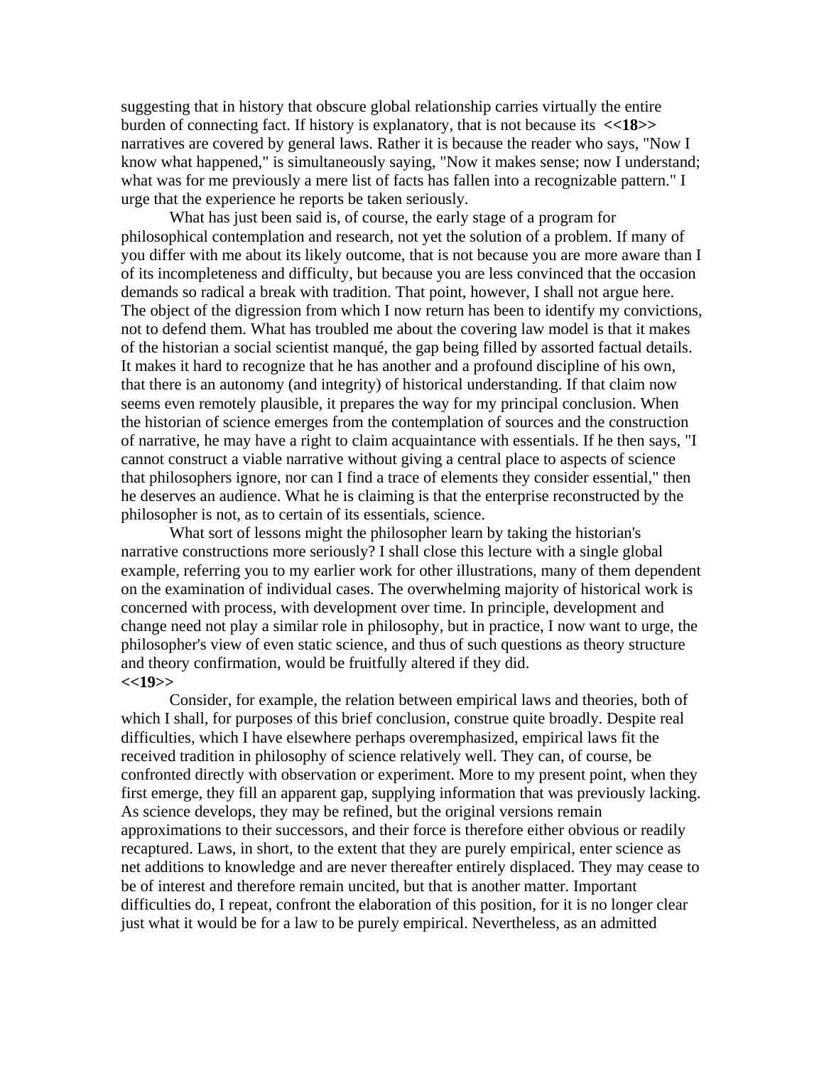suggesting that in history that obscure global relationship carries virtually the entire burden of connecting fact. If history is explanatory, that is not because its **<<18>>** narratives are covered by general laws. Rather it is because the reader who says, "Now I know what happened," is simultaneously saying, "Now it makes sense; now I understand; what was for me previously a mere list of facts has fallen into a recognizable pattern." I urge that the experience he reports be taken seriously.

What has just been said is, of course, the early stage of a program for philosophical contemplation and research, not yet the solution of a problem. If many of you differ with me about its likely outcome, that is not because you are more aware than I of its incompleteness and difficulty, but because you are less convinced that the occasion demands so radical a break with tradition. That point, however, I shall not argue here. The object of the digression from which I now return has been to identify my convictions, not to defend them. What has troubled me about the covering law model is that it makes of the historian a social scientist manqué, the gap being filled by assorted factual details. It makes it hard to recognize that he has another and a profound discipline of his own, that there is an autonomy (and integrity) of historical understanding. If that claim now seems even remotely plausible, it prepares the way for my principal conclusion. When the historian of science emerges from the contemplation of sources and the construction of narrative, he may have a right to claim acquaintance with essentials. If he then says, "I cannot construct a viable narrative without giving a central place to aspects of science that philosophers ignore, nor can I find a trace of elements they consider essential," then he deserves an audience. What he is claiming is that the enterprise reconstructed by the philosopher is not, as to certain of its essentials, science.

What sort of lessons might the philosopher learn by taking the historian's narrative constructions more seriously? I shall close this lecture with a single global example, referring you to my earlier work for other illustrations, many of them dependent on the examination of individual cases. The overwhelming majority of historical work is concerned with process, with development over time. In principle, development and change need not play a similar role in philosophy, but in practice, I now want to urge, the philosopher's view of even static science, and thus of such questions as theory structure and theory confirmation, would be fruitfully altered if they did.
**<<19>>**

Consider, for example, the relation between empirical laws and theories, both of which I shall, for purposes of this brief conclusion, construe quite broadly. Despite real difficulties, which I have elsewhere perhaps overemphasized, empirical laws fit the received tradition in philosophy of science relatively well. They can, of course, be confronted directly with observation or experiment. More to my present point, when they first emerge, they fill an apparent gap, supplying information that was previously lacking. As science develops, they may be refined, but the original versions remain approximations to their successors, and their force is therefore either obvious or readily recaptured. Laws, in short, to the extent that they are purely empirical, enter science as net additions to knowledge and are never thereafter entirely displaced. They may cease to be of interest and therefore remain uncited, but that is another matter. Important difficulties do, I repeat, confront the elaboration of this position, for it is no longer clear just what it would be for a law to be purely empirical. Nevertheless, as an admitted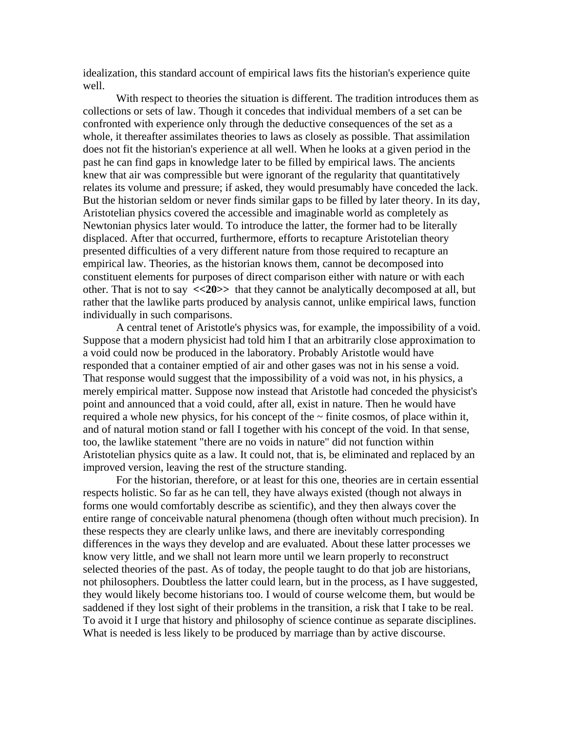idealization, this standard account of empirical laws fits the historian's experience quite well.

With respect to theories the situation is different. The tradition introduces them as collections or sets of law. Though it concedes that individual members of a set can be confronted with experience only through the deductive consequences of the set as a whole, it thereafter assimilates theories to laws as closely as possible. That assimilation does not fit the historian's experience at all well. When he looks at a given period in the past he can find gaps in knowledge later to be filled by empirical laws. The ancients knew that air was compressible but were ignorant of the regularity that quantitatively relates its volume and pressure; if asked, they would presumably have conceded the lack. But the historian seldom or never finds similar gaps to be filled by later theory. In its day, Aristotelian physics covered the accessible and imaginable world as completely as Newtonian physics later would. To introduce the latter, the former had to be literally displaced. After that occurred, furthermore, efforts to recapture Aristotelian theory presented difficulties of a very different nature from those required to recapture an empirical law. Theories, as the historian knows them, cannot be decomposed into constituent elements for purposes of direct comparison either with nature or with each other. That is not to say **<<20>>** that they cannot be analytically decomposed at all, but rather that the lawlike parts produced by analysis cannot, unlike empirical laws, function individually in such comparisons.

A central tenet of Aristotle's physics was, for example, the impossibility of a void. Suppose that a modern physicist had told him I that an arbitrarily close approximation to a void could now be produced in the laboratory. Probably Aristotle would have responded that a container emptied of air and other gases was not in his sense a void. That response would suggest that the impossibility of a void was not, in his physics, a merely empirical matter. Suppose now instead that Aristotle had conceded the physicist's point and announced that a void could, after all, exist in nature. Then he would have required a whole new physics, for his concept of the ~ finite cosmos, of place within it, and of natural motion stand or fall I together with his concept of the void. In that sense, too, the lawlike statement "there are no voids in nature" did not function within Aristotelian physics quite as a law. It could not, that is, be eliminated and replaced by an improved version, leaving the rest of the structure standing.

For the historian, therefore, or at least for this one, theories are in certain essential respects holistic. So far as he can tell, they have always existed (though not always in forms one would comfortably describe as scientific), and they then always cover the entire range of conceivable natural phenomena (though often without much precision). In these respects they are clearly unlike laws, and there are inevitably corresponding differences in the ways they develop and are evaluated. About these latter processes we know very little, and we shall not learn more until we learn properly to reconstruct selected theories of the past. As of today, the people taught to do that job are historians, not philosophers. Doubtless the latter could learn, but in the process, as I have suggested, they would likely become historians too. I would of course welcome them, but would be saddened if they lost sight of their problems in the transition, a risk that I take to be real. To avoid it I urge that history and philosophy of science continue as separate disciplines. What is needed is less likely to be produced by marriage than by active discourse.